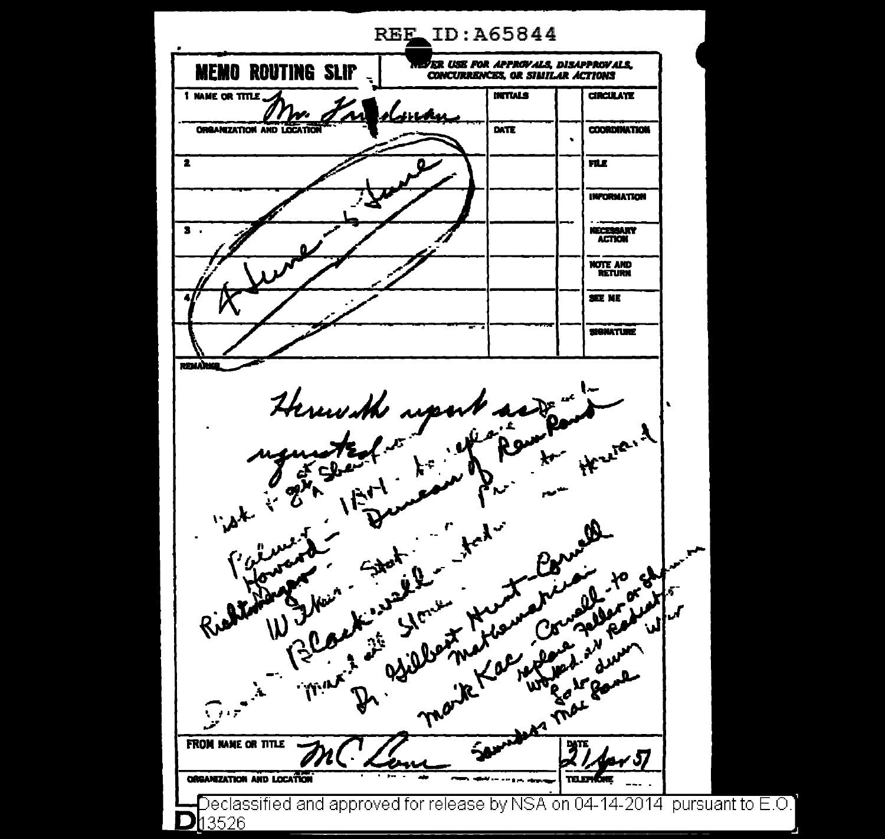REF ID:A65844

**MEMO ROUTING SLIP** — NEVER USE FOR APPROVALS, DISAPPROVALS, CONCURRENCES, OR SIMILAR ACTIONS

| NAME OR TITLE | INITIALS | | |
|---|---|---|---|
| 1 Mr. Friedman | | | CIRCULATE |
| ORGANIZATION AND LOCATION | DATE | | COORDINATION |
| 2 | | | FILE |
| | | | INFORMATION |
| 3 | | | NECESSARY ACTION |
| | | | NOTE AND RETURN |
| 4 | | | SEE ME |
| | | | SIGNATURE |

A June - 5 June

REMARKS

Herewith report as requested

1st Shea - IBM - Duncan - Rand - Harvard

Palmer - Howard - Richtmyer - Stat - Wilkes - Blackwell - Stone - Gilbert Hunt - Cornell - Mark Kac - Cornell - to replace Feller or someone worked on radiation during war - Saunders Mac Lane

FROM NAME OR TITLE: M C Lane

DATE: 21 Apr 57

ORGANIZATION AND LOCATION

TELEPHONE

Declassified and approved for release by NSA on 04-14-2014 pursuant to E.O. 13526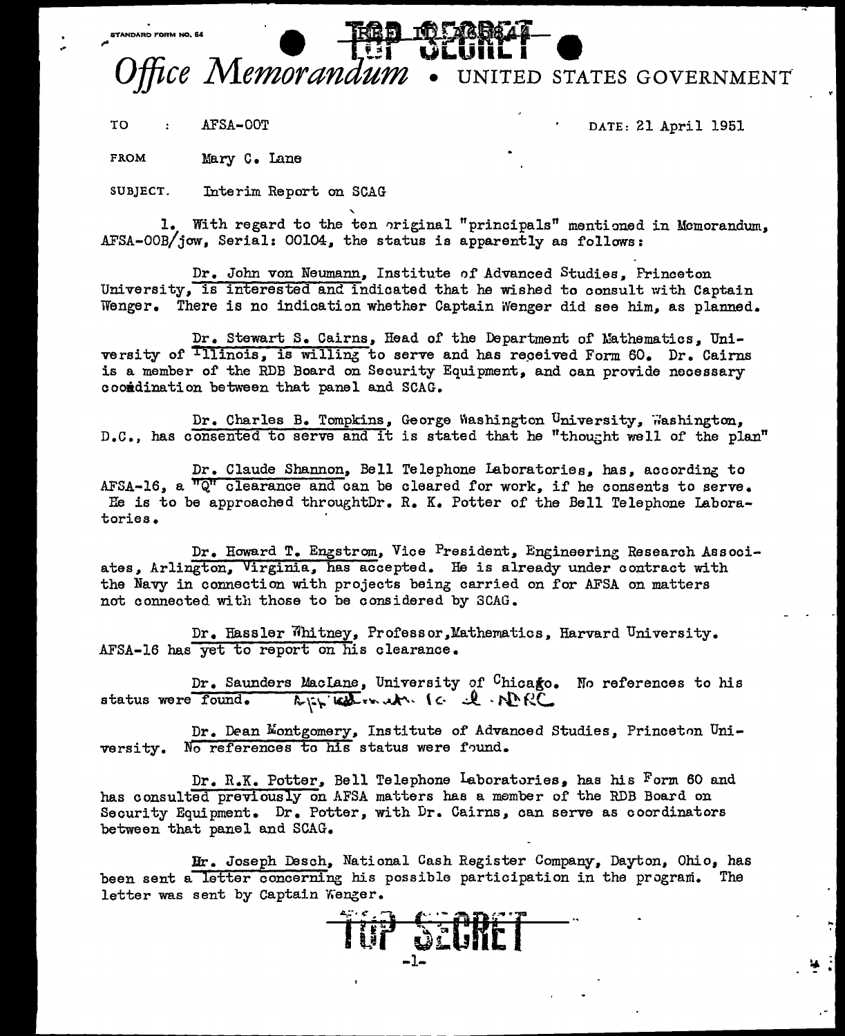STANDARD FORM NO. 64

TOP SECRET

# *Office Memorandum* • UNITED STATES GOVERNMENT

TO : AFSA-00T

DATE: 21 April 1951

FROM Mary C. Lane

SUBJECT. Interim Report on SCAG

1. With regard to the ten original "principals" mentioned in Memorandum, AFSA-00B/jow, Serial: 00104, the status is apparently as follows:

Dr. John von Neumann, Institute of Advanced Studies, Princeton University, is interested and indicated that he wished to consult with Captain Wenger. There is no indication whether Captain Wenger did see him, as planned.

Dr. Stewart S. Cairns, Head of the Department of Mathematics, University of Illinois, is willing to serve and has received Form 60. Dr. Cairns is a member of the RDB Board on Security Equipment, and can provide necessary coordination between that panel and SCAG.

Dr. Charles B. Tompkins, George Washington University, Washington, D.C., has consented to serve and it is stated that he "thought well of the plan"

Dr. Claude Shannon, Bell Telephone Laboratories, has, according to AFSA-16, a "Q" clearance and can be cleared for work, if he consents to serve. He is to be approached throughtDr. R. K. Potter of the Bell Telephone Laboratories.

Dr. Howard T. Engstrom, Vice President, Engineering Research Associates, Arlington, Virginia, has accepted. He is already under contract with the Navy in connection with projects being carried on for AFSA on matters not connected with those to be considered by SCAG.

Dr. Hassler Whitney, Professor,Mathematics, Harvard University. AFSA-16 has yet to report on his clearance.

Dr. Saunders MacLane, University of Chicago. No references to his status were found. Appointment to ... NDRC

Dr. Dean Montgomery, Institute of Advanced Studies, Princeton University. No references to his status were found.

Dr. R.K. Potter, Bell Telephone Laboratories, has his Form 60 and has consulted previously on AFSA matters has a member of the RDB Board on Security Equipment. Dr. Potter, with Dr. Cairns, can serve as coordinators between that panel and SCAG.

Mr. Joseph Desch, National Cash Register Company, Dayton, Ohio, has been sent a letter concerning his possible participation in the program. The letter was sent by Captain Wenger.

TOP SECRET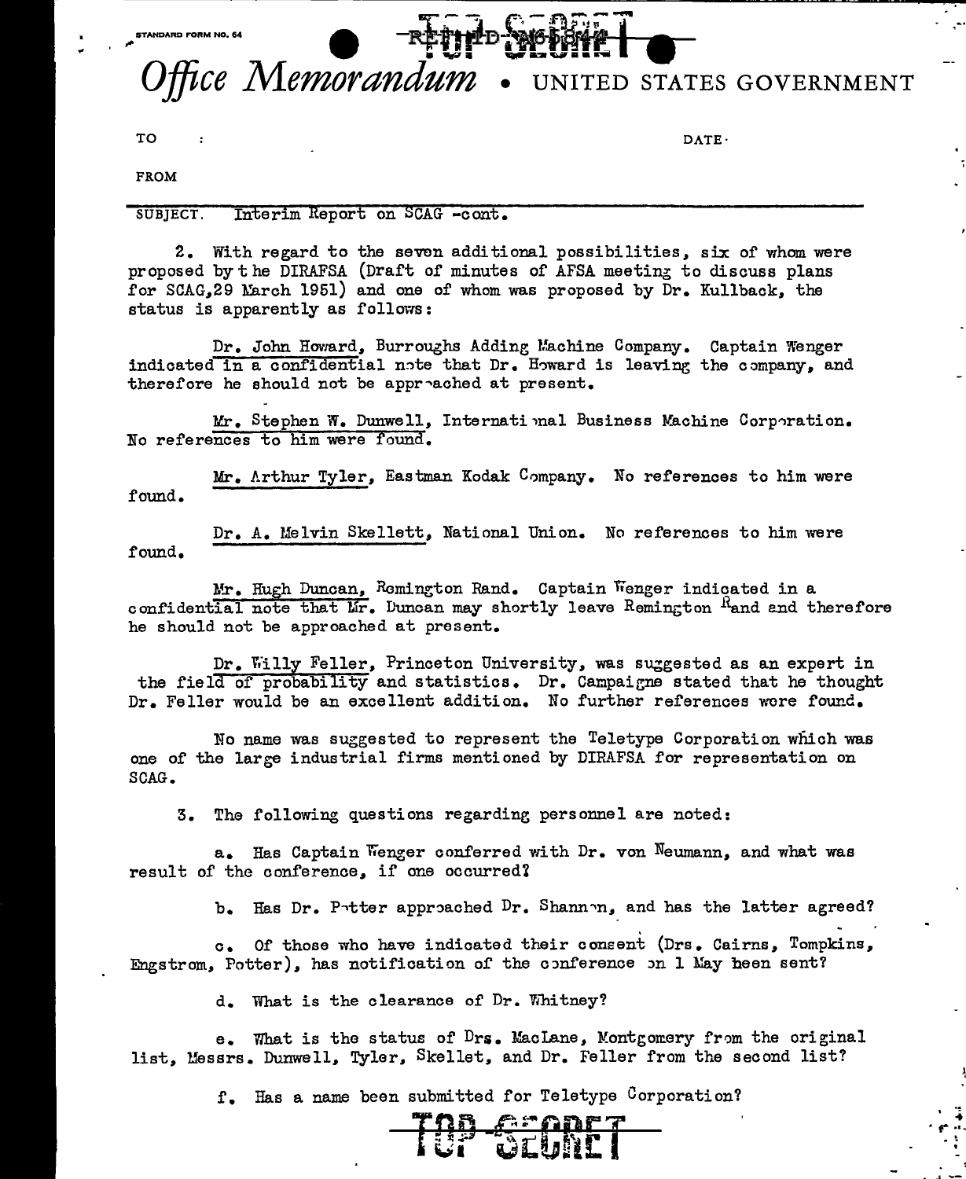STANDARD FORM NO. 64

TOP SECRET

# *Office Memorandum* • UNITED STATES GOVERNMENT

TO :

DATE:

FROM

SUBJECT. Interim Report on SCAG -cont.

2. With regard to the seven additional possibilities, six of whom were proposed by the DIRAFSA (Draft of minutes of AFSA meeting to discuss plans for SCAG, 29 March 1951) and one of whom was proposed by Dr. Kullback, the status is apparently as follows:

Dr. John Howard, Burroughs Adding Machine Company. Captain Wenger indicated in a confidential note that Dr. Howard is leaving the company, and therefore he should not be approached at present.

Mr. Stephen W. Dunwell, International Business Machine Corporation. No references to him were found.

Mr. Arthur Tyler, Eastman Kodak Company. No references to him were found.

Dr. A. Melvin Skellett, National Union. No references to him were found.

Mr. Hugh Duncan, Remington Rand. Captain Wenger indicated in a confidential note that Mr. Duncan may shortly leave Remington Rand and therefore he should not be approached at present.

Dr. Willy Feller, Princeton University, was suggested as an expert in the field of probability and statistics. Dr. Campaigne stated that he thought Dr. Feller would be an excellent addition. No further references were found.

No name was suggested to represent the Teletype Corporation which was one of the large industrial firms mentioned by DIRAFSA for representation on SCAG.

3. The following questions regarding personnel are noted:

a. Has Captain Wenger conferred with Dr. von Neumann, and what was result of the conference, if one occurred?

b. Has Dr. Potter approached Dr. Shannon, and has the latter agreed?

c. Of those who have indicated their consent (Drs. Cairns, Tompkins, Engstrom, Potter), has notification of the conference on 1 May been sent?

d. What is the clearance of Dr. Whitney?

e. What is the status of Drs. MacLane, Montgomery from the original list, Messrs. Dunwell, Tyler, Skellet, and Dr. Feller from the second list?

f. Has a name been submitted for Teletype Corporation?

TOP SECRET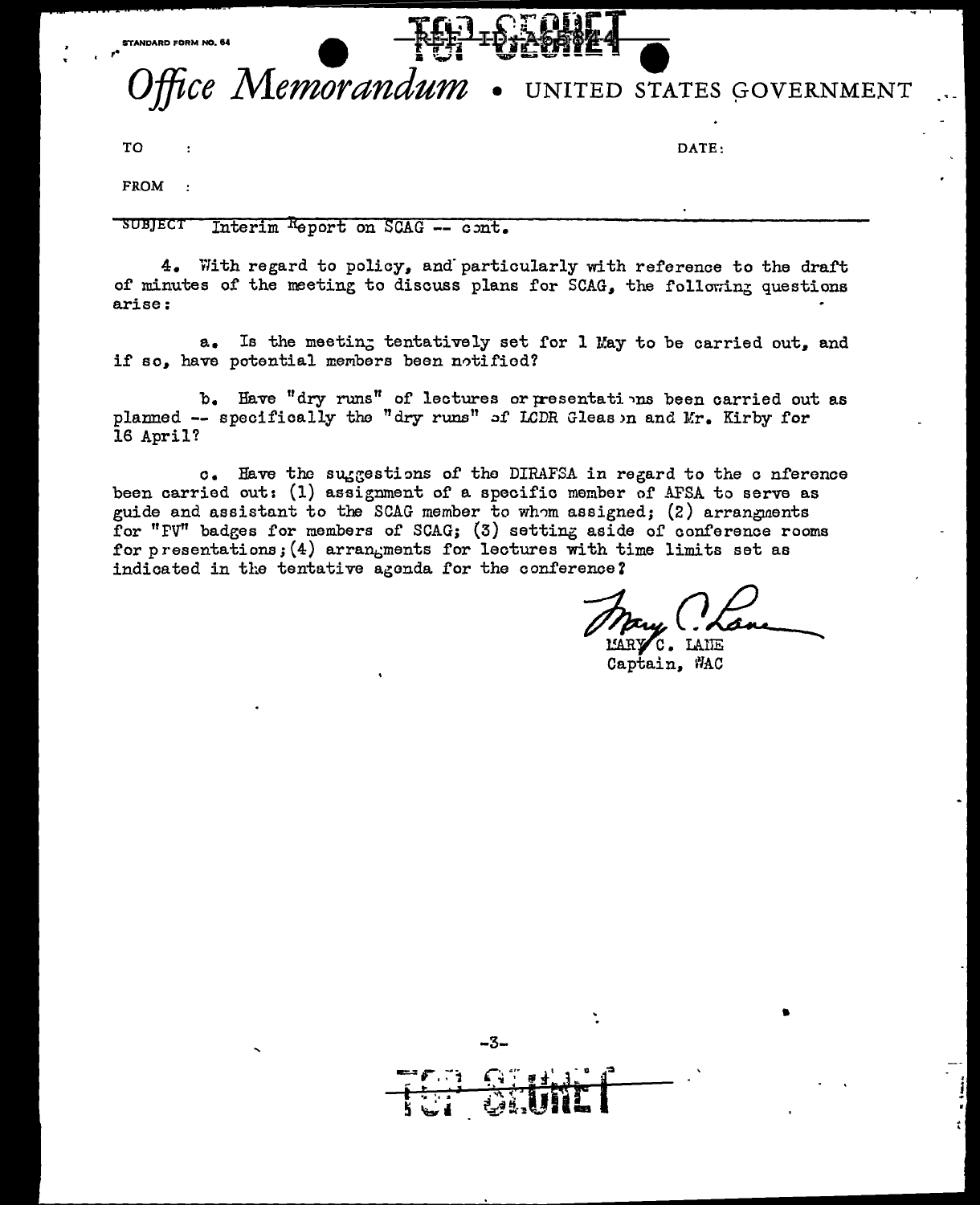STANDARD FORM NO. 64

TOP SECRET

REF ID:A65844

*Office Memorandum* • UNITED STATES GOVERNMENT

TO :

DATE:

FROM :

SUBJECT Interim Report on SCAG -- cont.

4. With regard to policy, and particularly with reference to the draft of minutes of the meeting to discuss plans for SCAG, the following questions arise:

a. Is the meeting tentatively set for 1 May to be carried out, and if so, have potential members been notified?

b. Have "dry runs" of lectures or presentations been carried out as planned -- specifically the "dry runs" of LCDR Gleason and Mr. Kirby for 16 April?

c. Have the suggestions of the DIRAFSA in regard to the conference been carried out: (1) assignment of a specific member of AFSA to serve as guide and assistant to the SCAG member to whom assigned; (2) arrangments for "PV" badges for members of SCAG; (3) setting aside of conference rooms for presentations; (4) arrangments for lectures with time limits set as indicated in the tentative agenda for the conference?

Mary C. Lane

MARY C. LANE
Captain, WAC

TOP SECRET